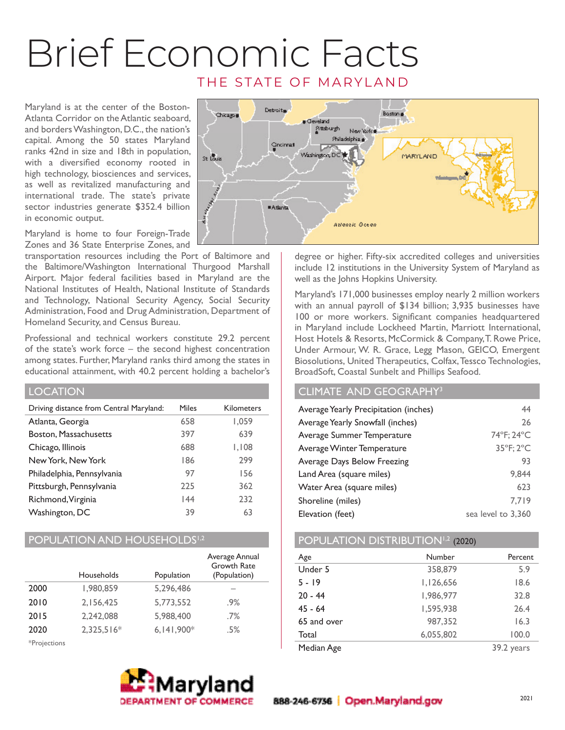# Brief Economic Facts

## THE STATE OF MARYLAND

Maryland is at the center of the Boston-Atlanta Corridor on the Atlantic seaboard, and borders Washington, D.C., the nation's capital. Among the 50 states Maryland ranks 42nd in size and 18th in population, with a diversified economy rooted in high technology, biosciences and services, as well as revitalized manufacturing and international trade. The state's private sector industries generate $352.4 billion in economic output.

Maryland is home to four Foreign-Trade Zones and 36 State Enterprise Zones, and transportation resources including the Port of Baltimore and the Baltimore/Washington International Thurgood Marshall Airport. Major federal facilities based in Maryland are the National Institutes of Health, National Institute of Standards and Technology, National Security Agency, Social Security Administration, Food and Drug Administration, Department of Homeland Security, and Census Bureau.

Professional and technical workers constitute 29.2 percent of the state's work force – the second highest concentration among states. Further, Maryland ranks third among the states in educational attainment, with 40.2 percent holding a bachelor's degree or higher. Fifty-six accredited colleges and universities include 12 institutions in the University System of Maryland as well as the Johns Hopkins University.

Maryland's 171,000 businesses employ nearly 2 million workers with an annual payroll of $134 billion; 3,935 businesses have 100 or more workers. Significant companies headquartered in Maryland include Lockheed Martin, Marriott International, Host Hotels & Resorts, McCormick & Company, T. Rowe Price, Under Armour, W. R. Grace, Legg Mason, GEICO, Emergent Biosolutions, United Therapeutics, Colfax, Tessco Technologies, BroadSoft, Coastal Sunbelt and Phillips Seafood.

## LOCATION

| Driving distance from Central Maryland: | Miles | Kilometers |
|---|---|---|
| Atlanta, Georgia | 658 | 1,059 |
| Boston, Massachusetts | 397 | 639 |
| Chicago, Illinois | 688 | 1,108 |
| New York, New York | 186 | 299 |
| Philadelphia, Pennsylvania | 97 | 156 |
| Pittsburgh, Pennsylvania | 225 | 362 |
| Richmond, Virginia | 144 | 232 |
| Washington, DC | 39 | 63 |

## POPULATION AND HOUSEHOLDS[1,2]

| | Households | Population | Average Annual Growth Rate (Population) |
|---|---|---|---|
| 2000 | 1,980,859 | 5,296,486 | – |
| 2010 | 2,156,425 | 5,773,552 | .9% |
| 2015 | 2,242,088 | 5,988,400 | .7% |
| 2020 | 2,325,516* | 6,141,900* | .5% |

*Projections

## CLIMATE AND GEOGRAPHY[3]

| | |
|---|---|
| Average Yearly Precipitation (inches) | 44 |
| Average Yearly Snowfall (inches) | 26 |
| Average Summer Temperature | 74°F; 24°C |
| Average Winter Temperature | 35°F; 2°C |
| Average Days Below Freezing | 93 |
| Land Area (square miles) | 9,844 |
| Water Area (square miles) | 623 |
| Shoreline (miles) | 7,719 |
| Elevation (feet) | sea level to 3,360 |

## POPULATION DISTRIBUTION[1,2] (2020)

| Age | Number | Percent |
|---|---|---|
| Under 5 | 358,879 | 5.9 |
| 5 - 19 | 1,126,656 | 18.6 |
| 20 - 44 | 1,986,977 | 32.8 |
| 45 - 64 | 1,595,938 | 26.4 |
| 65 and over | 987,352 | 16.3 |
| Total | 6,055,802 | 100.0 |
| Median Age | | 39.2 years |

Maryland DEPARTMENT OF COMMERCE

888-246-6736 | Open.Maryland.gov

2021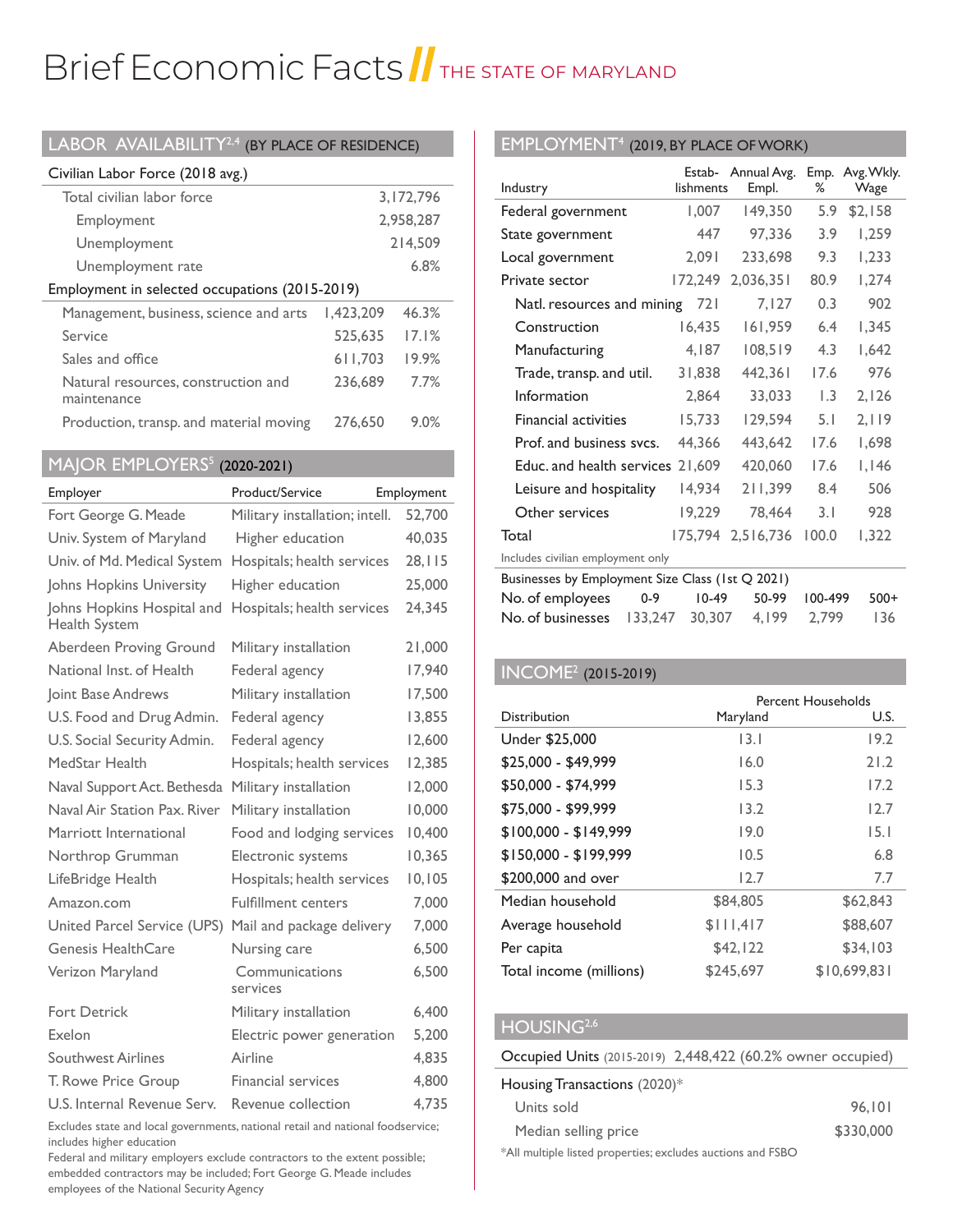# Brief Economic Facts // THE STATE OF MARYLAND

## LABOR AVAILABILITY[2,4] (BY PLACE OF RESIDENCE)

| Civilian Labor Force (2018 avg.) | | |
|---|---|---|
| Total civilian labor force | | 3,172,796 |
| Employment | | 2,958,287 |
| Unemployment | | 214,509 |
| Unemployment rate | | 6.8% |
| **Employment in selected occupations (2015-2019)** | | |
| Management, business, science and arts | 1,423,209 | 46.3% |
| Service | 525,635 | 17.1% |
| Sales and office | 611,703 | 19.9% |
| Natural resources, construction and maintenance | 236,689 | 7.7% |
| Production, transp. and material moving | 276,650 | 9.0% |

## MAJOR EMPLOYERS[5] (2020-2021)

| Employer | Product/Service | Employment |
|---|---|---|
| Fort George G. Meade | Military installation; intell. | 52,700 |
| Univ. System of Maryland | Higher education | 40,035 |
| Univ. of Md. Medical System | Hospitals; health services | 28,115 |
| Johns Hopkins University | Higher education | 25,000 |
| Johns Hopkins Hospital and Health System | Hospitals; health services | 24,345 |
| Aberdeen Proving Ground | Military installation | 21,000 |
| National Inst. of Health | Federal agency | 17,940 |
| Joint Base Andrews | Military installation | 17,500 |
| U.S. Food and Drug Admin. | Federal agency | 13,855 |
| U.S. Social Security Admin. | Federal agency | 12,600 |
| MedStar Health | Hospitals; health services | 12,385 |
| Naval Support Act. Bethesda | Military installation | 12,000 |
| Naval Air Station Pax. River | Military installation | 10,000 |
| Marriott International | Food and lodging services | 10,400 |
| Northrop Grumman | Electronic systems | 10,365 |
| LifeBridge Health | Hospitals; health services | 10,105 |
| Amazon.com | Fulfillment centers | 7,000 |
| United Parcel Service (UPS) | Mail and package delivery | 7,000 |
| Genesis HealthCare | Nursing care | 6,500 |
| Verizon Maryland | Communications services | 6,500 |
| Fort Detrick | Military installation | 6,400 |
| Exelon | Electric power generation | 5,200 |
| Southwest Airlines | Airline | 4,835 |
| T. Rowe Price Group | Financial services | 4,800 |
| U.S. Internal Revenue Serv. | Revenue collection | 4,735 |

Excludes state and local governments, national retail and national foodservice; includes higher education

Federal and military employers exclude contractors to the extent possible; embedded contractors may be included; Fort George G. Meade includes employees of the National Security Agency

## EMPLOYMENT[4] (2019, BY PLACE OF WORK)

| Industry | Estab-lishments | Annual Avg. Empl. | Emp. % | Avg. Wkly. Wage |
|---|---|---|---|---|
| Federal government | 1,007 | 149,350 | 5.9 | $2,158 |
| State government | 447 | 97,336 | 3.9 | 1,259 |
| Local government | 2,091 | 233,698 | 9.3 | 1,233 |
| Private sector | 172,249 | 2,036,351 | 80.9 | 1,274 |
| Natl. resources and mining | 721 | 7,127 | 0.3 | 902 |
| Construction | 16,435 | 161,959 | 6.4 | 1,345 |
| Manufacturing | 4,187 | 108,519 | 4.3 | 1,642 |
| Trade, transp. and util. | 31,838 | 442,361 | 17.6 | 976 |
| Information | 2,864 | 33,033 | 1.3 | 2,126 |
| Financial activities | 15,733 | 129,594 | 5.1 | 2,119 |
| Prof. and business svcs. | 44,366 | 443,642 | 17.6 | 1,698 |
| Educ. and health services | 21,609 | 420,060 | 17.6 | 1,146 |
| Leisure and hospitality | 14,934 | 211,399 | 8.4 | 506 |
| Other services | 19,229 | 78,464 | 3.1 | 928 |
| Total | 175,794 | 2,516,736 | 100.0 | 1,322 |

Includes civilian employment only

Businesses by Employment Size Class (1st Q 2021)

| No. of employees | 0-9 | 10-49 | 50-99 | 100-499 | 500+ |
|---|---|---|---|---|---|
| No. of businesses | 133,247 | 30,307 | 4,199 | 2,799 | 136 |

## INCOME[2] (2015-2019)

| Distribution | Percent Households Maryland | U.S. |
|---|---|---|
| Under $25,000 | 13.1 | 19.2 |
| $25,000 - $49,999 | 16.0 | 21.2 |
| $50,000 - $74,999 | 15.3 | 17.2 |
| $75,000 - $99,999 | 13.2 | 12.7 |
| $100,000 - $149,999 | 19.0 | 15.1 |
| $150,000 - $199,999 | 10.5 | 6.8 |
| $200,000 and over | 12.7 | 7.7 |
| Median household | $84,805 | $62,843 |
| Average household | $111,417 | $88,607 |
| Per capita | $42,122 | $34,103 |
| Total income (millions) | $245,697 | $10,699,831 |

## HOUSING[2,6]

Occupied Units (2015-2019) 2,448,422 (60.2% owner occupied)

| Housing Transactions (2020)* | |
|---|---|
| Units sold | 96,101 |
| Median selling price | $330,000 |

*All multiple listed properties; excludes auctions and FSBO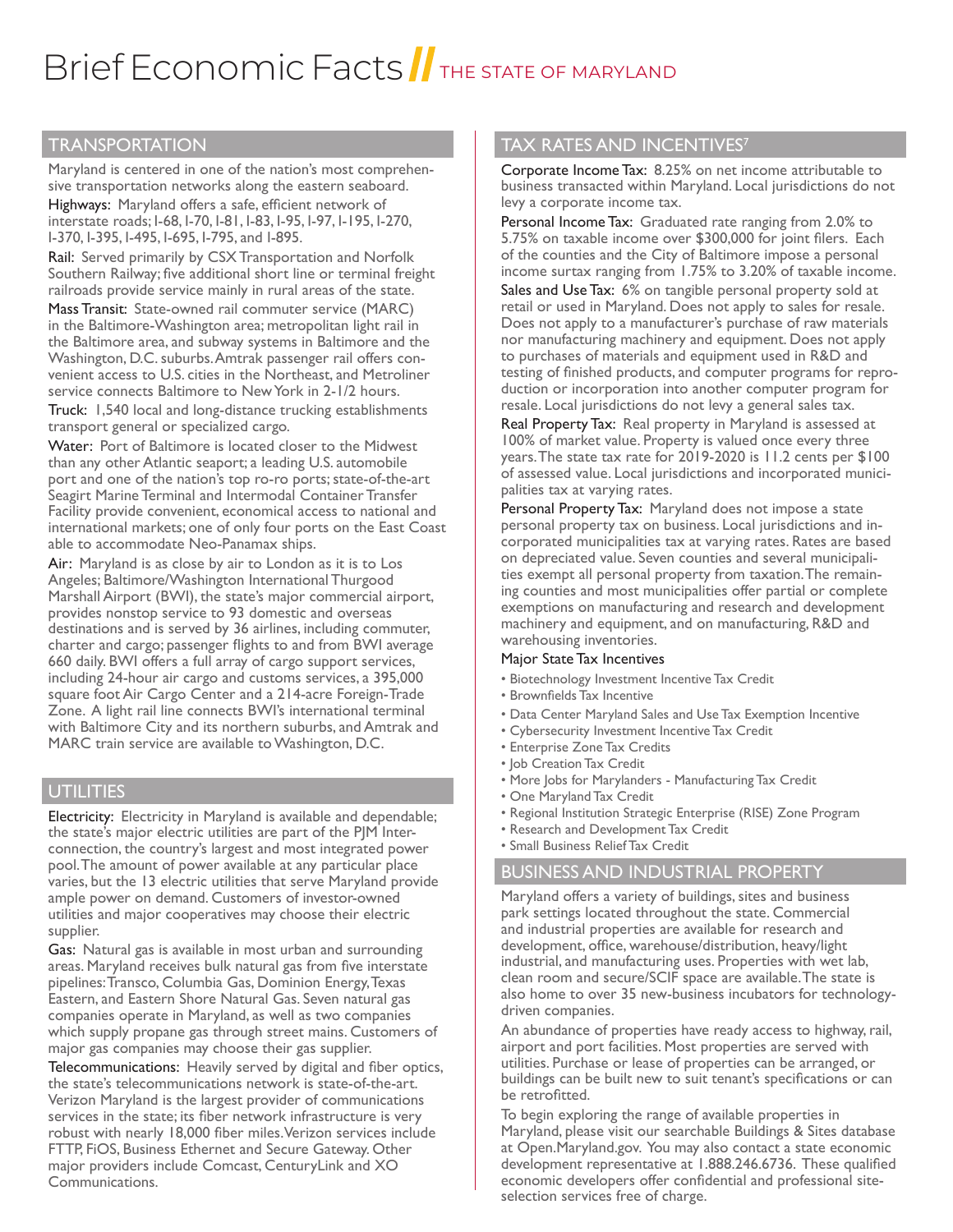# Brief Economic Facts // THE STATE OF MARYLAND

## TRANSPORTATION

Maryland is centered in one of the nation's most comprehensive transportation networks along the eastern seaboard.

Highways: Maryland offers a safe, efficient network of interstate roads; I-68, I-70, I-81, I-83, I-95, I-97, I-195, I-270, I-370, I-395, I-495, I-695, I-795, and I-895.

Rail: Served primarily by CSX Transportation and Norfolk Southern Railway; five additional short line or terminal freight railroads provide service mainly in rural areas of the state.

Mass Transit: State-owned rail commuter service (MARC) in the Baltimore-Washington area; metropolitan light rail in the Baltimore area, and subway systems in Baltimore and the Washington, D.C. suburbs. Amtrak passenger rail offers convenient access to U.S. cities in the Northeast, and Metroliner service connects Baltimore to New York in 2-1/2 hours.

Truck: 1,540 local and long-distance trucking establishments transport general or specialized cargo.

Water: Port of Baltimore is located closer to the Midwest than any other Atlantic seaport; a leading U.S. automobile port and one of the nation's top ro-ro ports; state-of-the-art Seagirt Marine Terminal and Intermodal Container Transfer Facility provide convenient, economical access to national and international markets; one of only four ports on the East Coast able to accommodate Neo-Panamax ships.

Air: Maryland is as close by air to London as it is to Los Angeles; Baltimore/Washington International Thurgood Marshall Airport (BWI), the state's major commercial airport, provides nonstop service to 93 domestic and overseas destinations and is served by 36 airlines, including commuter, charter and cargo; passenger flights to and from BWI average 660 daily. BWI offers a full array of cargo support services, including 24-hour air cargo and customs services, a 395,000 square foot Air Cargo Center and a 214-acre Foreign-Trade Zone. A light rail line connects BWI's international terminal with Baltimore City and its northern suburbs, and Amtrak and MARC train service are available to Washington, D.C.

## UTILITIES

Electricity: Electricity in Maryland is available and dependable; the state's major electric utilities are part of the PJM Interconnection, the country's largest and most integrated power pool. The amount of power available at any particular place varies, but the 13 electric utilities that serve Maryland provide ample power on demand. Customers of investor-owned utilities and major cooperatives may choose their electric supplier.

Gas: Natural gas is available in most urban and surrounding areas. Maryland receives bulk natural gas from five interstate pipelines: Transco, Columbia Gas, Dominion Energy, Texas Eastern, and Eastern Shore Natural Gas. Seven natural gas companies operate in Maryland, as well as two companies which supply propane gas through street mains. Customers of major gas companies may choose their gas supplier.

Telecommunications: Heavily served by digital and fiber optics, the state's telecommunications network is state-of-the-art. Verizon Maryland is the largest provider of communications services in the state; its fiber network infrastructure is very robust with nearly 18,000 fiber miles. Verizon services include FTTP, FiOS, Business Ethernet and Secure Gateway. Other major providers include Comcast, CenturyLink and XO Communications.

## TAX RATES AND INCENTIVES[7]

Corporate Income Tax: 8.25% on net income attributable to business transacted within Maryland. Local jurisdictions do not levy a corporate income tax.

Personal Income Tax: Graduated rate ranging from 2.0% to 5.75% on taxable income over $300,000 for joint filers. Each of the counties and the City of Baltimore impose a personal income surtax ranging from 1.75% to 3.20% of taxable income.

Sales and Use Tax: 6% on tangible personal property sold at retail or used in Maryland. Does not apply to sales for resale. Does not apply to a manufacturer's purchase of raw materials nor manufacturing machinery and equipment. Does not apply to purchases of materials and equipment used in R&D and testing of finished products, and computer programs for reproduction or incorporation into another computer program for resale. Local jurisdictions do not levy a general sales tax.

Real Property Tax: Real property in Maryland is assessed at 100% of market value. Property is valued once every three years. The state tax rate for 2019-2020 is 11.2 cents per $100 of assessed value. Local jurisdictions and incorporated municipalities tax at varying rates.

Personal Property Tax: Maryland does not impose a state personal property tax on business. Local jurisdictions and incorporated municipalities tax at varying rates. Rates are based on depreciated value. Seven counties and several municipalities exempt all personal property from taxation. The remaining counties and most municipalities offer partial or complete exemptions on manufacturing and research and development machinery and equipment, and on manufacturing, R&D and warehousing inventories.

### Major State Tax Incentives

- Biotechnology Investment Incentive Tax Credit
- Brownfields Tax Incentive
- Data Center Maryland Sales and Use Tax Exemption Incentive
- Cybersecurity Investment Incentive Tax Credit
- Enterprise Zone Tax Credits
- Job Creation Tax Credit
- More Jobs for Marylanders - Manufacturing Tax Credit
- One Maryland Tax Credit
- Regional Institution Strategic Enterprise (RISE) Zone Program
- Research and Development Tax Credit
- Small Business Relief Tax Credit

## BUSINESS AND INDUSTRIAL PROPERTY

Maryland offers a variety of buildings, sites and business park settings located throughout the state. Commercial and industrial properties are available for research and development, office, warehouse/distribution, heavy/light industrial, and manufacturing uses. Properties with wet lab, clean room and secure/SCIF space are available. The state is also home to over 35 new-business incubators for technology-driven companies.

An abundance of properties have ready access to highway, rail, airport and port facilities. Most properties are served with utilities. Purchase or lease of properties can be arranged, or buildings can be built new to suit tenant's specifications or can be retrofitted.

To begin exploring the range of available properties in Maryland, please visit our searchable Buildings & Sites database at Open.Maryland.gov. You may also contact a state economic development representative at 1.888.246.6736. These qualified economic developers offer confidential and professional site-selection services free of charge.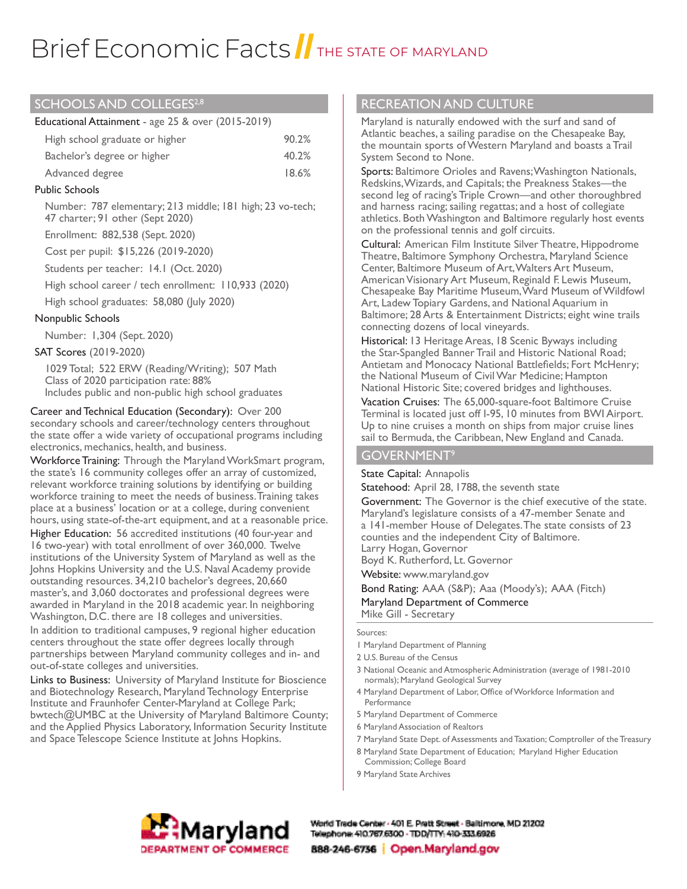# Brief Economic Facts // THE STATE OF MARYLAND

## SCHOOLS AND COLLEGES[2,8]

Educational Attainment - age 25 & over (2015-2019)

| | |
|---|---|
| High school graduate or higher | 90.2% |
| Bachelor's degree or higher | 40.2% |
| Advanced degree | 18.6% |

Public Schools

Number: 787 elementary; 213 middle; 181 high; 23 vo-tech; 47 charter; 91 other (Sept 2020)

Enrollment: 882,538 (Sept. 2020)

Cost per pupil: $15,226 (2019-2020)

Students per teacher: 14.1 (Oct. 2020)

High school career / tech enrollment: 110,933 (2020)

High school graduates: 58,080 (July 2020)

Nonpublic Schools

Number: 1,304 (Sept. 2020)

SAT Scores (2019-2020)

1029 Total; 522 ERW (Reading/Writing); 507 Math
Class of 2020 participation rate: 88%
Includes public and non-public high school graduates

Career and Technical Education (Secondary): Over 200 secondary schools and career/technology centers throughout the state offer a wide variety of occupational programs including electronics, mechanics, health, and business.

Workforce Training: Through the Maryland WorkSmart program, the state's 16 community colleges offer an array of customized, relevant workforce training solutions by identifying or building workforce training to meet the needs of business. Training takes place at a business' location or at a college, during convenient hours, using state-of-the-art equipment, and at a reasonable price.

Higher Education: 56 accredited institutions (40 four-year and 16 two-year) with total enrollment of over 360,000. Twelve institutions of the University System of Maryland as well as the Johns Hopkins University and the U.S. Naval Academy provide outstanding resources. 34,210 bachelor's degrees, 20,660 master's, and 3,060 doctorates and professional degrees were awarded in Maryland in the 2018 academic year. In neighboring Washington, D.C. there are 18 colleges and universities.

In addition to traditional campuses, 9 regional higher education centers throughout the state offer degrees locally through partnerships between Maryland community colleges and in- and out-of-state colleges and universities.

Links to Business: University of Maryland Institute for Bioscience and Biotechnology Research, Maryland Technology Enterprise Institute and Fraunhofer Center-Maryland at College Park; bwtech@UMBC at the University of Maryland Baltimore County; and the Applied Physics Laboratory, Information Security Institute and Space Telescope Science Institute at Johns Hopkins.

## RECREATION AND CULTURE

Maryland is naturally endowed with the surf and sand of Atlantic beaches, a sailing paradise on the Chesapeake Bay, the mountain sports of Western Maryland and boasts a Trail System Second to None.

Sports: Baltimore Orioles and Ravens; Washington Nationals, Redskins, Wizards, and Capitals; the Preakness Stakes—the second leg of racing's Triple Crown—and other thoroughbred and harness racing; sailing regattas; and a host of collegiate athletics. Both Washington and Baltimore regularly host events on the professional tennis and golf circuits.

Cultural: American Film Institute Silver Theatre, Hippodrome Theatre, Baltimore Symphony Orchestra, Maryland Science Center, Baltimore Museum of Art, Walters Art Museum, American Visionary Art Museum, Reginald F. Lewis Museum, Chesapeake Bay Maritime Museum, Ward Museum of Wildfowl Art, Ladew Topiary Gardens, and National Aquarium in Baltimore; 28 Arts & Entertainment Districts; eight wine trails connecting dozens of local vineyards.

Historical: 13 Heritage Areas, 18 Scenic Byways including the Star-Spangled Banner Trail and Historic National Road; Antietam and Monocacy National Battlefields; Fort McHenry; the National Museum of Civil War Medicine; Hampton National Historic Site; covered bridges and lighthouses.

Vacation Cruises: The 65,000-square-foot Baltimore Cruise Terminal is located just off I-95, 10 minutes from BWI Airport. Up to nine cruises a month on ships from major cruise lines sail to Bermuda, the Caribbean, New England and Canada.

## GOVERNMENT[9]

State Capital: Annapolis

Statehood: April 28, 1788, the seventh state

Government: The Governor is the chief executive of the state. Maryland's legislature consists of a 47-member Senate and a 141-member House of Delegates. The state consists of 23 counties and the independent City of Baltimore.
Larry Hogan, Governor
Boyd K. Rutherford, Lt. Governor

Website: www.maryland.gov

Bond Rating: AAA (S&P); Aaa (Moody's); AAA (Fitch)

Maryland Department of Commerce
Mike Gill - Secretary

Sources:

1 Maryland Department of Planning
2 U.S. Bureau of the Census
3 National Oceanic and Atmospheric Administration (average of 1981-2010 normals); Maryland Geological Survey
4 Maryland Department of Labor, Office of Workforce Information and Performance
5 Maryland Department of Commerce
6 Maryland Association of Realtors
7 Maryland State Dept. of Assessments and Taxation; Comptroller of the Treasury
8 Maryland State Department of Education; Maryland Higher Education Commission; College Board
9 Maryland State Archives

Maryland DEPARTMENT OF COMMERCE

World Trade Center - 401 E. Pratt Street - Baltimore, MD 21202
Telephone: 410.767.6300 - TDD/TTY: 410-333.6926
888-246-6736 | Open.Maryland.gov